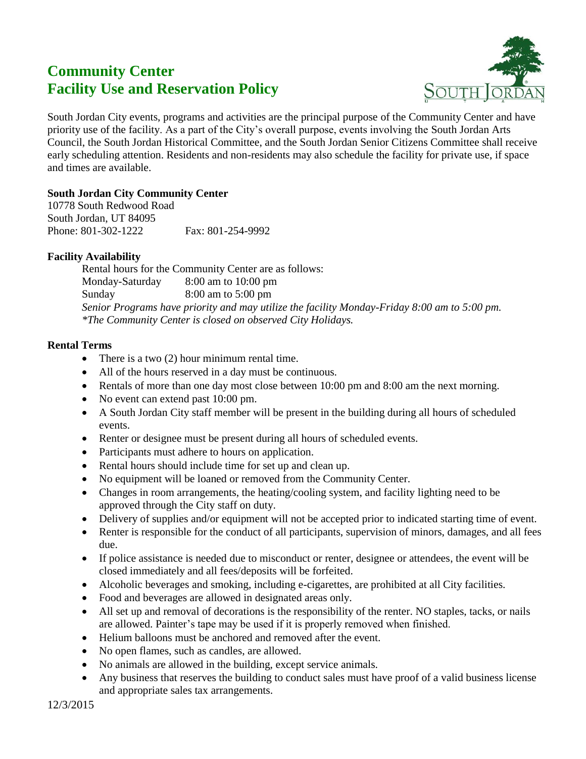# Community Center
# Facility Use and Reservation Policy

South Jordan City events, programs and activities are the principal purpose of the Community Center and have priority use of the facility. As a part of the City's overall purpose, events involving the South Jordan Arts Council, the South Jordan Historical Committee, and the South Jordan Senior Citizens Committee shall receive early scheduling attention. Residents and non-residents may also schedule the facility for private use, if space and times are available.

**South Jordan City Community Center**
10778 South Redwood Road
South Jordan, UT 84095
Phone: 801-302-1222 Fax: 801-254-9992

**Facility Availability**

Rental hours for the Community Center are as follows:
Monday-Saturday 8:00 am to 10:00 pm
Sunday 8:00 am to 5:00 pm
*Senior Programs have priority and may utilize the facility Monday-Friday 8:00 am to 5:00 pm.*
*\*The Community Center is closed on observed City Holidays.*

**Rental Terms**

- There is a two (2) hour minimum rental time.
- All of the hours reserved in a day must be continuous.
- Rentals of more than one day most close between 10:00 pm and 8:00 am the next morning.
- No event can extend past 10:00 pm.
- A South Jordan City staff member will be present in the building during all hours of scheduled events.
- Renter or designee must be present during all hours of scheduled events.
- Participants must adhere to hours on application.
- Rental hours should include time for set up and clean up.
- No equipment will be loaned or removed from the Community Center.
- Changes in room arrangements, the heating/cooling system, and facility lighting need to be approved through the City staff on duty.
- Delivery of supplies and/or equipment will not be accepted prior to indicated starting time of event.
- Renter is responsible for the conduct of all participants, supervision of minors, damages, and all fees due.
- If police assistance is needed due to misconduct or renter, designee or attendees, the event will be closed immediately and all fees/deposits will be forfeited.
- Alcoholic beverages and smoking, including e-cigarettes, are prohibited at all City facilities.
- Food and beverages are allowed in designated areas only.
- All set up and removal of decorations is the responsibility of the renter. NO staples, tacks, or nails are allowed. Painter's tape may be used if it is properly removed when finished.
- Helium balloons must be anchored and removed after the event.
- No open flames, such as candles, are allowed.
- No animals are allowed in the building, except service animals.
- Any business that reserves the building to conduct sales must have proof of a valid business license and appropriate sales tax arrangements.

12/3/2015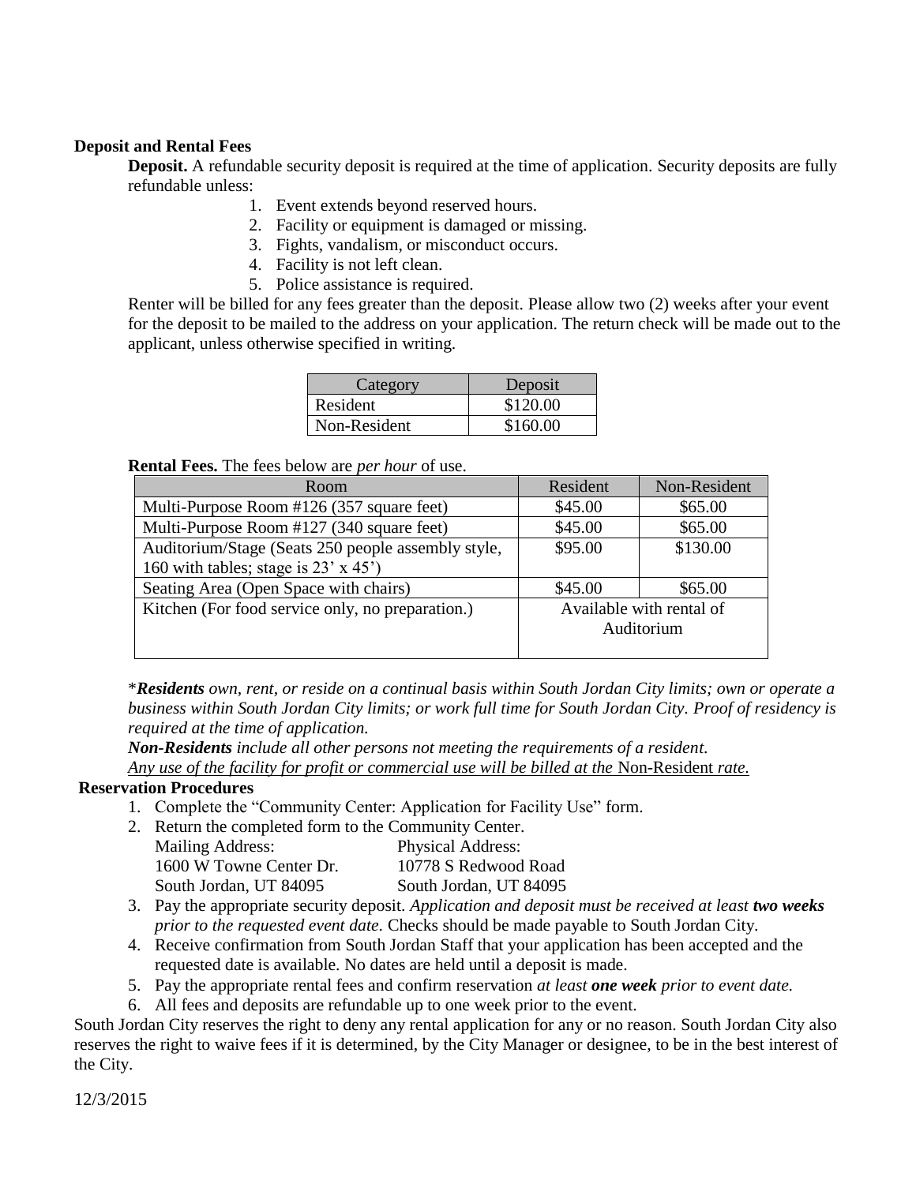**Deposit and Rental Fees**

**Deposit.** A refundable security deposit is required at the time of application. Security deposits are fully refundable unless:

1. Event extends beyond reserved hours.
2. Facility or equipment is damaged or missing.
3. Fights, vandalism, or misconduct occurs.
4. Facility is not left clean.
5. Police assistance is required.

Renter will be billed for any fees greater than the deposit. Please allow two (2) weeks after your event for the deposit to be mailed to the address on your application. The return check will be made out to the applicant, unless otherwise specified in writing.

| Category | Deposit |
|---|---|
| Resident | $120.00 |
| Non-Resident | $160.00 |

**Rental Fees.** The fees below are *per hour* of use.

| Room | Resident | Non-Resident |
|---|---|---|
| Multi-Purpose Room #126 (357 square feet) | $45.00 | $65.00 |
| Multi-Purpose Room #127 (340 square feet) | $45.00 | $65.00 |
| Auditorium/Stage (Seats 250 people assembly style, 160 with tables; stage is 23' x 45') | $95.00 | $130.00 |
| Seating Area (Open Space with chairs) | $45.00 | $65.00 |
| Kitchen (For food service only, no preparation.) | Available with rental of Auditorium | |

\****Residents*** *own, rent, or reside on a continual basis within South Jordan City limits; own or operate a business within South Jordan City limits; or work full time for South Jordan City. Proof of residency is required at the time of application.*

***Non-Residents*** *include all other persons not meeting the requirements of a resident.*

*Any use of the facility for profit or commercial use will be billed at the* Non-Resident *rate.*

**Reservation Procedures**

1. Complete the "Community Center: Application for Facility Use" form.
2. Return the completed form to the Community Center.

   | Mailing Address: | Physical Address: |
   |---|---|
   | 1600 W Towne Center Dr. | 10778 S Redwood Road |
   | South Jordan, UT 84095 | South Jordan, UT 84095 |

3. Pay the appropriate security deposit. *Application and deposit must be received at least **two weeks** prior to the requested event date.* Checks should be made payable to South Jordan City.
4. Receive confirmation from South Jordan Staff that your application has been accepted and the requested date is available. No dates are held until a deposit is made.
5. Pay the appropriate rental fees and confirm reservation *at least **one week** prior to event date.*
6. All fees and deposits are refundable up to one week prior to the event.

South Jordan City reserves the right to deny any rental application for any or no reason. South Jordan City also reserves the right to waive fees if it is determined, by the City Manager or designee, to be in the best interest of the City.

12/3/2015